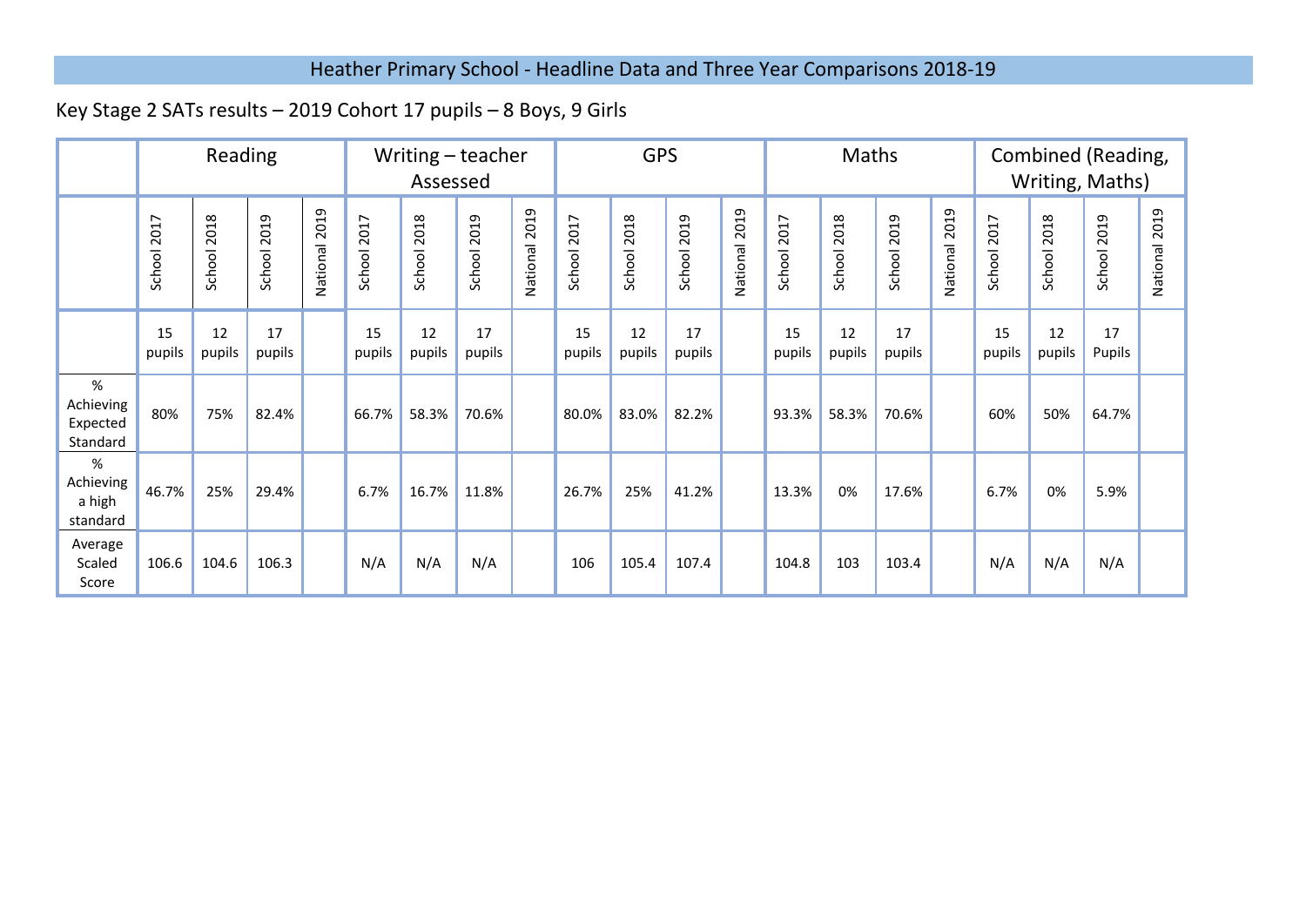# Heather Primary School - Headline Data and Three Year Comparisons 2018-19

Key Stage 2 SATs results – 2019 Cohort 17 pupils – 8 Boys, 9 Girls

| | Reading | | | | Writing – teacher Assessed | | | | GPS | | | | Maths | | | | Combined (Reading, Writing, Maths) | | | |
|---|---|---|---|---|---|---|---|---|---|---|---|---|---|---|---|---|---|---|---|---|
| | School 2017 | School 2018 | School 2019 | National 2019 | School 2017 | School 2018 | School 2019 | National 2019 | School 2017 | School 2018 | School 2019 | National 2019 | School 2017 | School 2018 | School 2019 | National 2019 | School 2017 | School 2018 | School 2019 | National 2019 |
| | 15 pupils | 12 pupils | 17 pupils | | 15 pupils | 12 pupils | 17 pupils | | 15 pupils | 12 pupils | 17 pupils | | 15 pupils | 12 pupils | 17 pupils | | 15 pupils | 12 pupils | 17 Pupils | |
| % Achieving Expected Standard | 80% | 75% | 82.4% | | 66.7% | 58.3% | 70.6% | | 80.0% | 83.0% | 82.2% | | 93.3% | 58.3% | 70.6% | | 60% | 50% | 64.7% | |
| % Achieving a high standard | 46.7% | 25% | 29.4% | | 6.7% | 16.7% | 11.8% | | 26.7% | 25% | 41.2% | | 13.3% | 0% | 17.6% | | 6.7% | 0% | 5.9% | |
| Average Scaled Score | 106.6 | 104.6 | 106.3 | | N/A | N/A | N/A | | 106 | 105.4 | 107.4 | | 104.8 | 103 | 103.4 | | N/A | N/A | N/A | |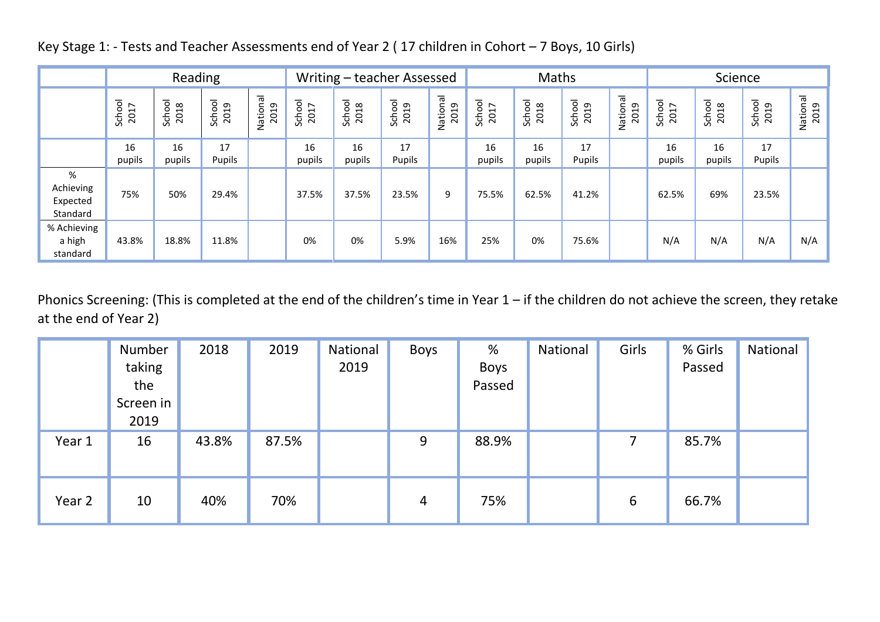Key Stage 1: - Tests and Teacher Assessments end of Year 2 ( 17 children in Cohort – 7 Boys, 10 Girls)

| | Reading | | | | Writing – teacher Assessed | | | | Maths | | | | Science | | | |
|---|---|---|---|---|---|---|---|---|---|---|---|---|---|---|---|---|
| | School 2017 | School 2018 | School 2019 | National 2019 | School 2017 | School 2018 | School 2019 | National 2019 | School 2017 | School 2018 | School 2019 | National 2019 | School 2017 | School 2018 | School 2019 | National 2019 |
| | 16 pupils | 16 pupils | 17 Pupils | | 16 pupils | 16 pupils | 17 Pupils | | 16 pupils | 16 pupils | 17 Pupils | | 16 pupils | 16 pupils | 17 Pupils | |
| % Achieving Expected Standard | 75% | 50% | 29.4% | | 37.5% | 37.5% | 23.5% | 9 | 75.5% | 62.5% | 41.2% | | 62.5% | 69% | 23.5% | |
| % Achieving a high standard | 43.8% | 18.8% | 11.8% | | 0% | 0% | 5.9% | 16% | 25% | 0% | 75.6% | | N/A | N/A | N/A | N/A |

Phonics Screening: (This is completed at the end of the children's time in Year 1 – if the children do not achieve the screen, they retake at the end of Year 2)

| | Number taking the Screen in 2019 | 2018 | 2019 | National 2019 | Boys | % Boys Passed | National | Girls | % Girls Passed | National |
|---|---|---|---|---|---|---|---|---|---|---|
| Year 1 | 16 | 43.8% | 87.5% | | 9 | 88.9% | | 7 | 85.7% | |
| Year 2 | 10 | 40% | 70% | | 4 | 75% | | 6 | 66.7% | |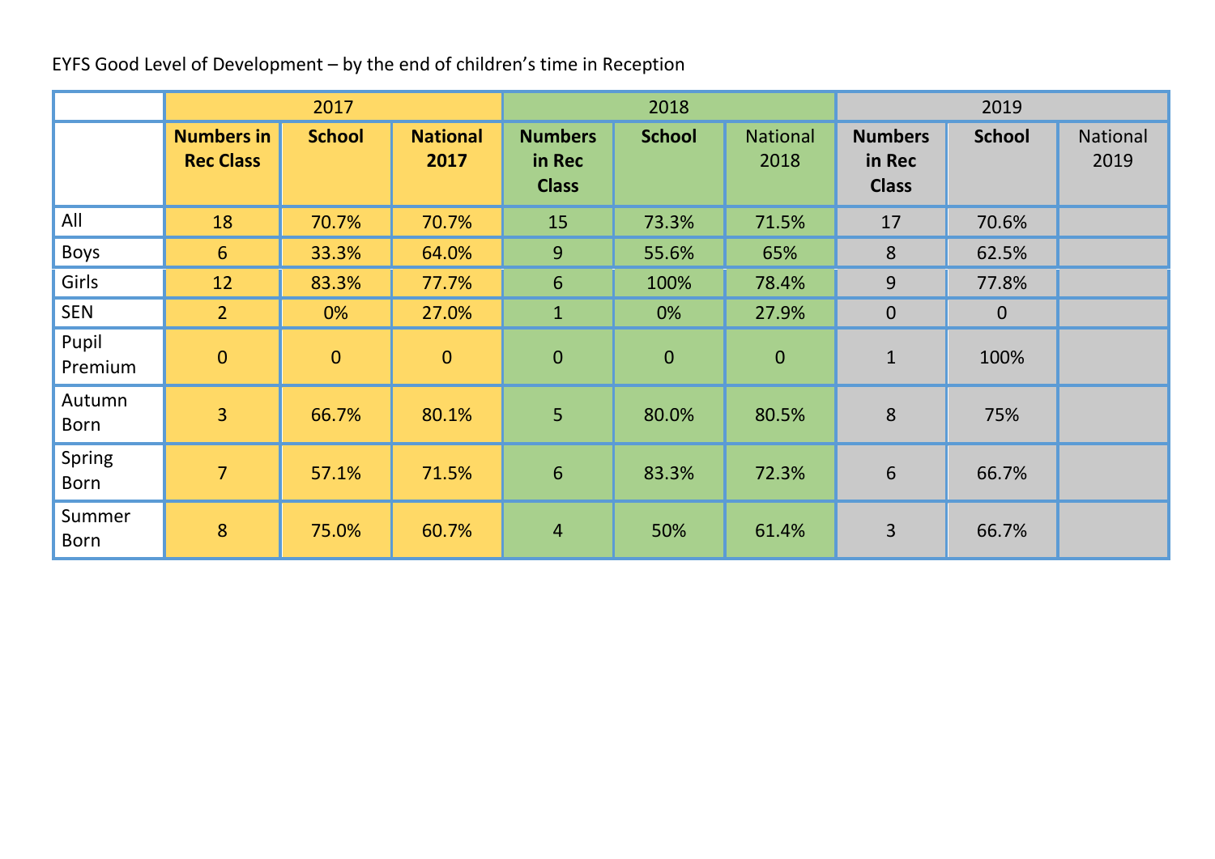EYFS Good Level of Development – by the end of children's time in Reception

| | 2017 | | | 2018 | | | 2019 | | |
|---|---|---|---|---|---|---|---|---|---|
| | **Numbers in Rec Class** | **School** | **National 2017** | **Numbers in Rec Class** | **School** | National 2018 | **Numbers in Rec Class** | **School** | National 2019 |
| All | 18 | 70.7% | 70.7% | 15 | 73.3% | 71.5% | 17 | 70.6% | |
| Boys | 6 | 33.3% | 64.0% | 9 | 55.6% | 65% | 8 | 62.5% | |
| Girls | 12 | 83.3% | 77.7% | 6 | 100% | 78.4% | 9 | 77.8% | |
| SEN | 2 | 0% | 27.0% | 1 | 0% | 27.9% | 0 | 0 | |
| Pupil Premium | 0 | 0 | 0 | 0 | 0 | 0 | 1 | 100% | |
| Autumn Born | 3 | 66.7% | 80.1% | 5 | 80.0% | 80.5% | 8 | 75% | |
| Spring Born | 7 | 57.1% | 71.5% | 6 | 83.3% | 72.3% | 6 | 66.7% | |
| Summer Born | 8 | 75.0% | 60.7% | 4 | 50% | 61.4% | 3 | 66.7% | |